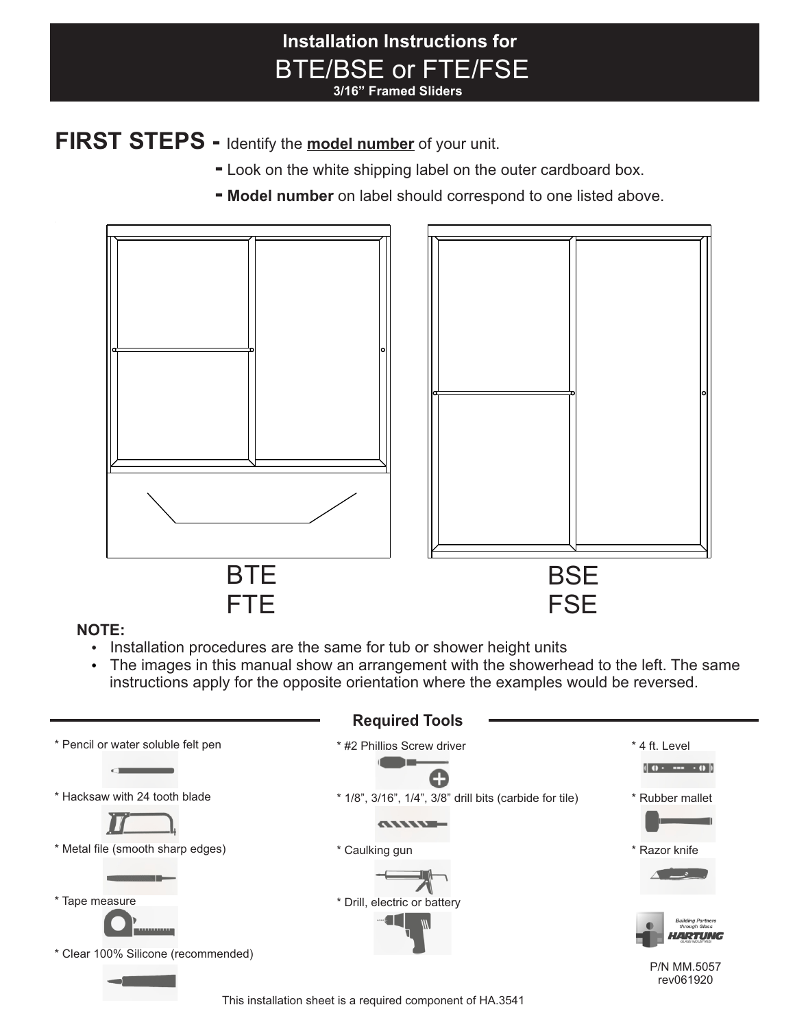# Installation Instructions for
# BTE/BSE or FTE/FSE
**3/16" Framed Sliders**

**FIRST STEPS -** Identify the **model number** of your unit.

- Look on the white shipping label on the outer cardboard box.
- **Model number** on label should correspond to one listed above.

BTE
FTE

BSE
FSE

**NOTE:**

- Installation procedures are the same for tub or shower height units
- The images in this manual show an arrangement with the showerhead to the left. The same instructions apply for the opposite orientation where the examples would be reversed.

## Required Tools

* Pencil or water soluble felt pen
* Hacksaw with 24 tooth blade
* Metal file (smooth sharp edges)
* Tape measure
* Clear 100% Silicone (recommended)
* #2 Phillips Screw driver
* 1/8", 3/16", 1/4", 3/8" drill bits (carbide for tile)
* Caulking gun
* Drill, electric or battery
* 4 ft. Level
* Rubber mallet
* Razor knife

Building Partners through Glass
HARTUNG GLASS INDUSTRIES

P/N MM.5057
rev061920

This installation sheet is a required component of HA.3541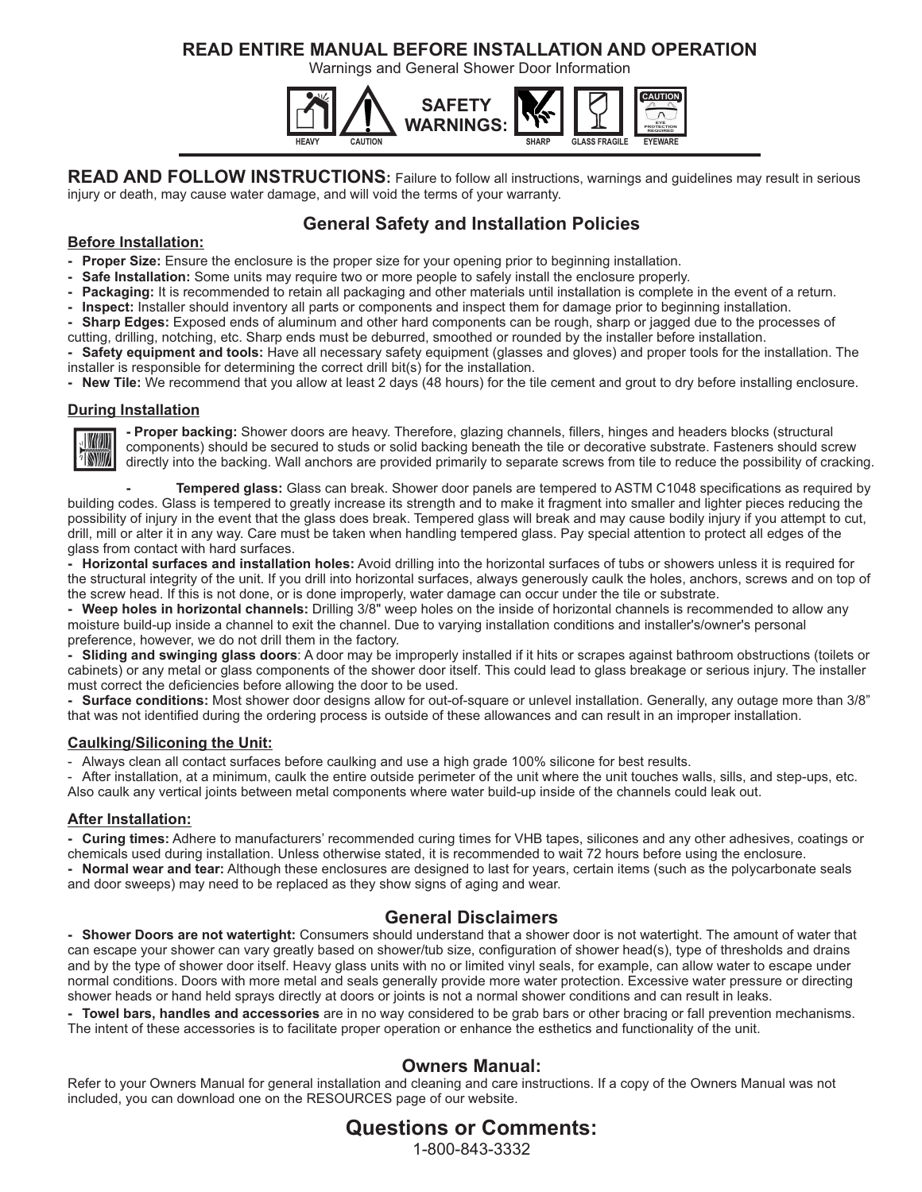# READ ENTIRE MANUAL BEFORE INSTALLATION AND OPERATION

Warnings and General Shower Door Information

**SAFETY WARNINGS:** HEAVY · CAUTION · SHARP · GLASS FRAGILE · EYEWARE (CAUTION — EYE PROTECTION REQUIRED)

**READ AND FOLLOW INSTRUCTIONS:** Failure to follow all instructions, warnings and guidelines may result in serious injury or death, may cause water damage, and will void the terms of your warranty.

## General Safety and Installation Policies

### Before Installation:

- **Proper Size:** Ensure the enclosure is the proper size for your opening prior to beginning installation.
- **Safe Installation:** Some units may require two or more people to safely install the enclosure properly.
- **Packaging:** It is recommended to retain all packaging and other materials until installation is complete in the event of a return.
- **Inspect:** Installer should inventory all parts or components and inspect them for damage prior to beginning installation.
- **Sharp Edges:** Exposed ends of aluminum and other hard components can be rough, sharp or jagged due to the processes of cutting, drilling, notching, etc. Sharp ends must be deburred, smoothed or rounded by the installer before installation.
- **Safety equipment and tools:** Have all necessary safety equipment (glasses and gloves) and proper tools for the installation. The installer is responsible for determining the correct drill bit(s) for the installation.
- **New Tile:** We recommend that you allow at least 2 days (48 hours) for the tile cement and grout to dry before installing enclosure.

### During Installation

- **Proper backing:** Shower doors are heavy. Therefore, glazing channels, fillers, hinges and headers blocks (structural components) should be secured to studs or solid backing beneath the tile or decorative substrate. Fasteners should screw directly into the backing. Wall anchors are provided primarily to separate screws from tile to reduce the possibility of cracking.
- **Tempered glass:** Glass can break. Shower door panels are tempered to ASTM C1048 specifications as required by building codes. Glass is tempered to greatly increase its strength and to make it fragment into smaller and lighter pieces reducing the possibility of injury in the event that the glass does break. Tempered glass will break and may cause bodily injury if you attempt to cut, drill, mill or alter it in any way. Care must be taken when handling tempered glass. Pay special attention to protect all edges of the glass from contact with hard surfaces.
- **Horizontal surfaces and installation holes:** Avoid drilling into the horizontal surfaces of tubs or showers unless it is required for the structural integrity of the unit. If you drill into horizontal surfaces, always generously caulk the holes, anchors, screws and on top of the screw head. If this is not done, or is done improperly, water damage can occur under the tile or substrate.
- **Weep holes in horizontal channels:** Drilling 3/8" weep holes on the inside of horizontal channels is recommended to allow any moisture build-up inside a channel to exit the channel. Due to varying installation conditions and installer's/owner's personal preference, however, we do not drill them in the factory.
- **Sliding and swinging glass doors**: A door may be improperly installed if it hits or scrapes against bathroom obstructions (toilets or cabinets) or any metal or glass components of the shower door itself. This could lead to glass breakage or serious injury. The installer must correct the deficiencies before allowing the door to be used.
- **Surface conditions:** Most shower door designs allow for out-of-square or unlevel installation. Generally, any outage more than 3/8" that was not identified during the ordering process is outside of these allowances and can result in an improper installation.

### Caulking/Siliconing the Unit:

- Always clean all contact surfaces before caulking and use a high grade 100% silicone for best results.
- After installation, at a minimum, caulk the entire outside perimeter of the unit where the unit touches walls, sills, and step-ups, etc. Also caulk any vertical joints between metal components where water build-up inside of the channels could leak out.

### After Installation:

- **Curing times:** Adhere to manufacturers' recommended curing times for VHB tapes, silicones and any other adhesives, coatings or chemicals used during installation. Unless otherwise stated, it is recommended to wait 72 hours before using the enclosure.
- **Normal wear and tear:** Although these enclosures are designed to last for years, certain items (such as the polycarbonate seals and door sweeps) may need to be replaced as they show signs of aging and wear.

## General Disclaimers

- **Shower Doors are not watertight:** Consumers should understand that a shower door is not watertight. The amount of water that can escape your shower can vary greatly based on shower/tub size, configuration of shower head(s), type of thresholds and drains and by the type of shower door itself. Heavy glass units with no or limited vinyl seals, for example, can allow water to escape under normal conditions. Doors with more metal and seals generally provide more water protection. Excessive water pressure or directing shower heads or hand held sprays directly at doors or joints is not a normal shower conditions and can result in leaks.
- **Towel bars, handles and accessories** are in no way considered to be grab bars or other bracing or fall prevention mechanisms. The intent of these accessories is to facilitate proper operation or enhance the esthetics and functionality of the unit.

## Owners Manual:

Refer to your Owners Manual for general installation and cleaning and care instructions. If a copy of the Owners Manual was not included, you can download one on the RESOURCES page of our website.

## Questions or Comments:

1-800-843-3332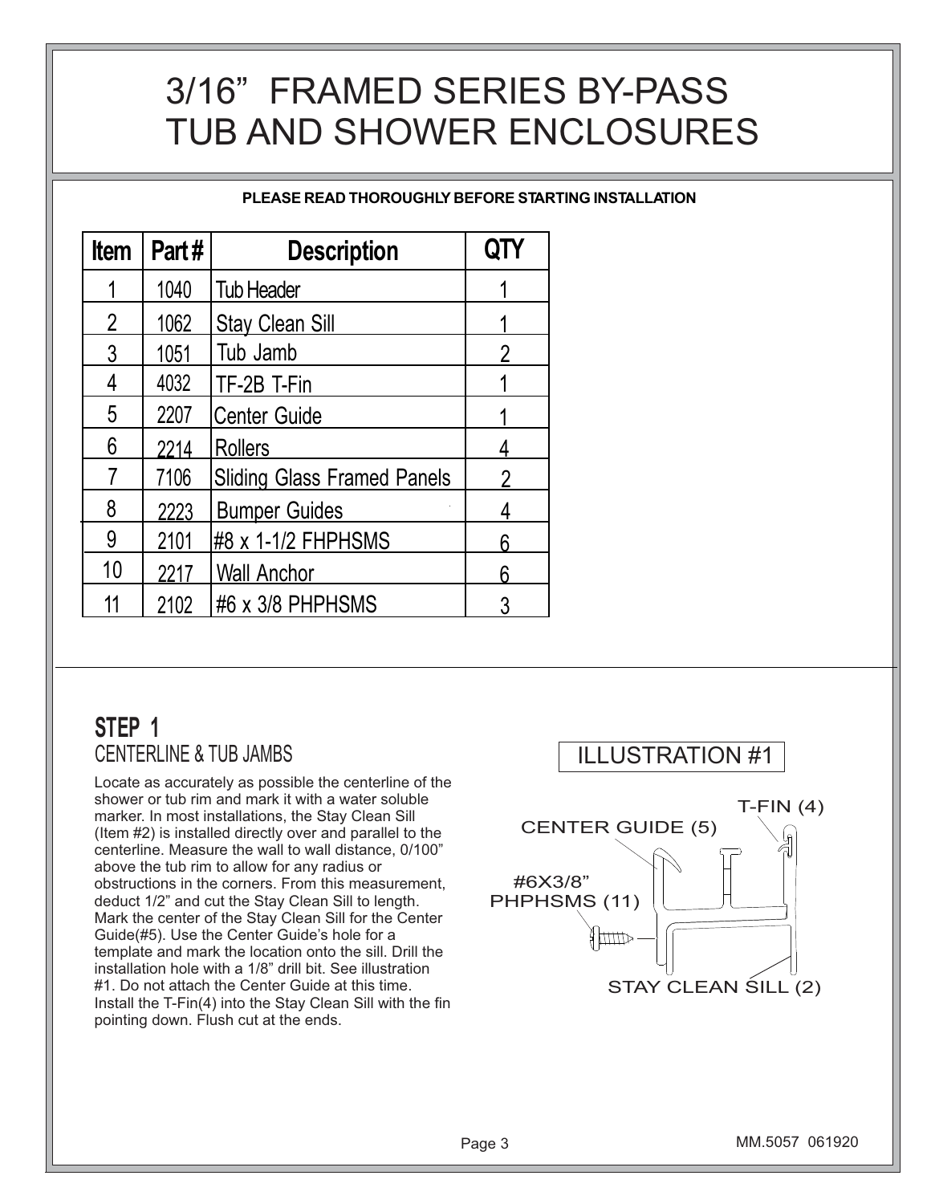# 3/16" FRAMED SERIES BY-PASS TUB AND SHOWER ENCLOSURES

**PLEASE READ THOROUGHLY BEFORE STARTING INSTALLATION**

| Item | Part # | Description | QTY |
|---|---|---|---|
| 1 | 1040 | Tub Header | 1 |
| 2 | 1062 | Stay Clean Sill | 1 |
| 3 | 1051 | Tub Jamb | 2 |
| 4 | 4032 | TF-2B T-Fin | 1 |
| 5 | 2207 | Center Guide | 1 |
| 6 | 2214 | Rollers | 4 |
| 7 | 7106 | Sliding Glass Framed Panels | 2 |
| 8 | 2223 | Bumper Guides | 4 |
| 9 | 2101 | #8 x 1-1/2 FHPHSMS | 6 |
| 10 | 2217 | Wall Anchor | 6 |
| 11 | 2102 | #6 x 3/8 PHPHSMS | 3 |

## STEP 1

### CENTERLINE & TUB JAMBS

Locate as accurately as possible the centerline of the shower or tub rim and mark it with a water soluble marker. In most installations, the Stay Clean Sill (Item #2) is installed directly over and parallel to the centerline. Measure the wall to wall distance, 0/100" above the tub rim to allow for any radius or obstructions in the corners. From this measurement, deduct 1/2" and cut the Stay Clean Sill to length. Mark the center of the Stay Clean Sill for the Center Guide(#5). Use the Center Guide's hole for a template and mark the location onto the sill. Drill the installation hole with a 1/8" drill bit. See illustration #1. Do not attach the Center Guide at this time. Install the T-Fin(4) into the Stay Clean Sill with the fin pointing down. Flush cut at the ends.

ILLUSTRATION #1

T-FIN (4)

CENTER GUIDE (5)

#6X3/8" PHPHSMS (11)

STAY CLEAN SILL (2)

MM.5057 061920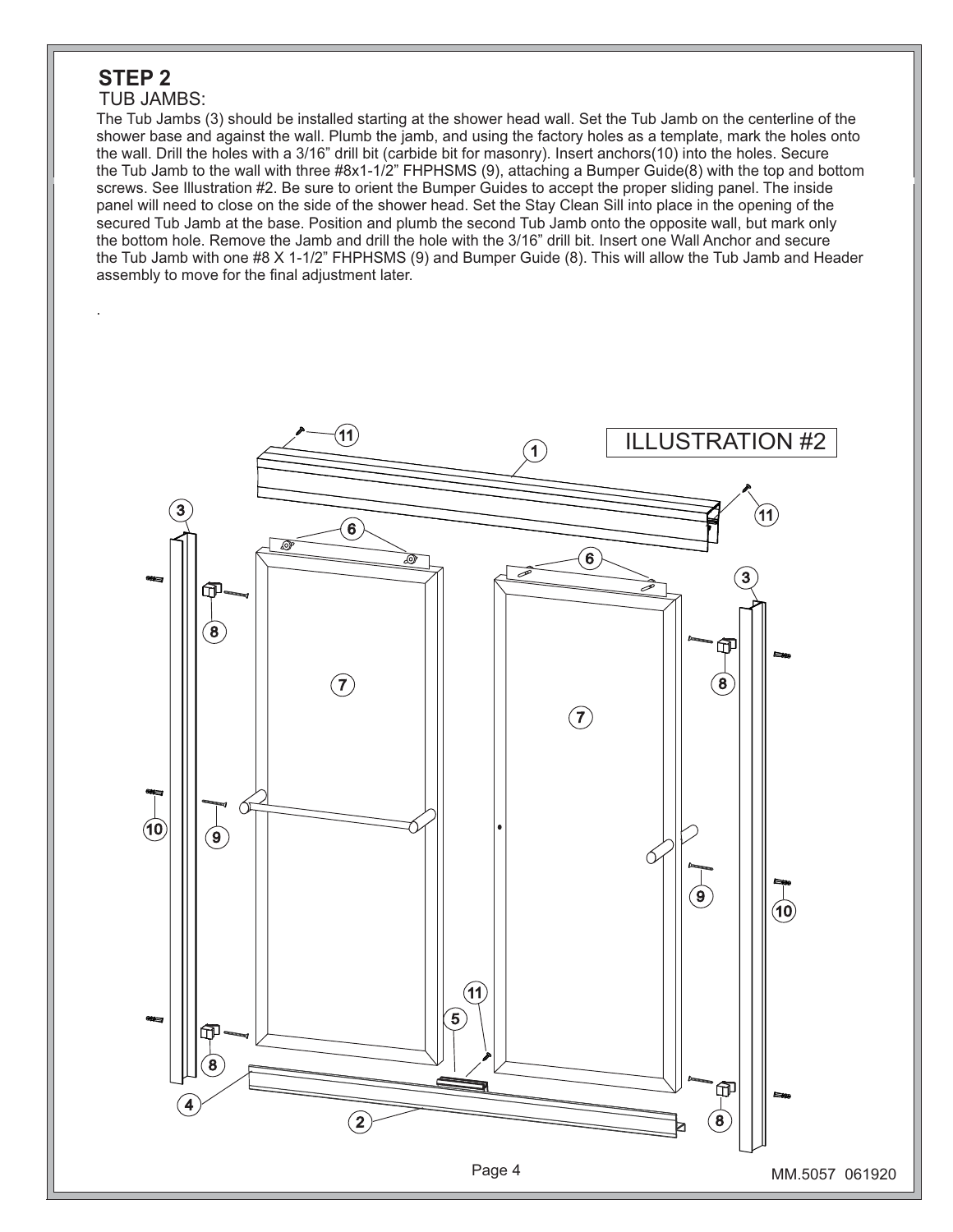## STEP 2

TUB JAMBS:

The Tub Jambs (3) should be installed starting at the shower head wall. Set the Tub Jamb on the centerline of the shower base and against the wall. Plumb the jamb, and using the factory holes as a template, mark the holes onto the wall. Drill the holes with a 3/16" drill bit (carbide bit for masonry). Insert anchors(10) into the holes. Secure the Tub Jamb to the wall with three #8x1-1/2" FHPHSMS (9), attaching a Bumper Guide(8) with the top and bottom screws. See Illustration #2. Be sure to orient the Bumper Guides to accept the proper sliding panel. The inside panel will need to close on the side of the shower head. Set the Stay Clean Sill into place in the opening of the secured Tub Jamb at the base. Position and plumb the second Tub Jamb onto the opposite wall, but mark only the bottom hole. Remove the Jamb and drill the hole with the 3/16" drill bit. Insert one Wall Anchor and secure the Tub Jamb with one #8 X 1-1/2" FHPHSMS (9) and Bumper Guide (8). This will allow the Tub Jamb and Header assembly to move for the final adjustment later.

ILLUSTRATION #2

MM.5057 061920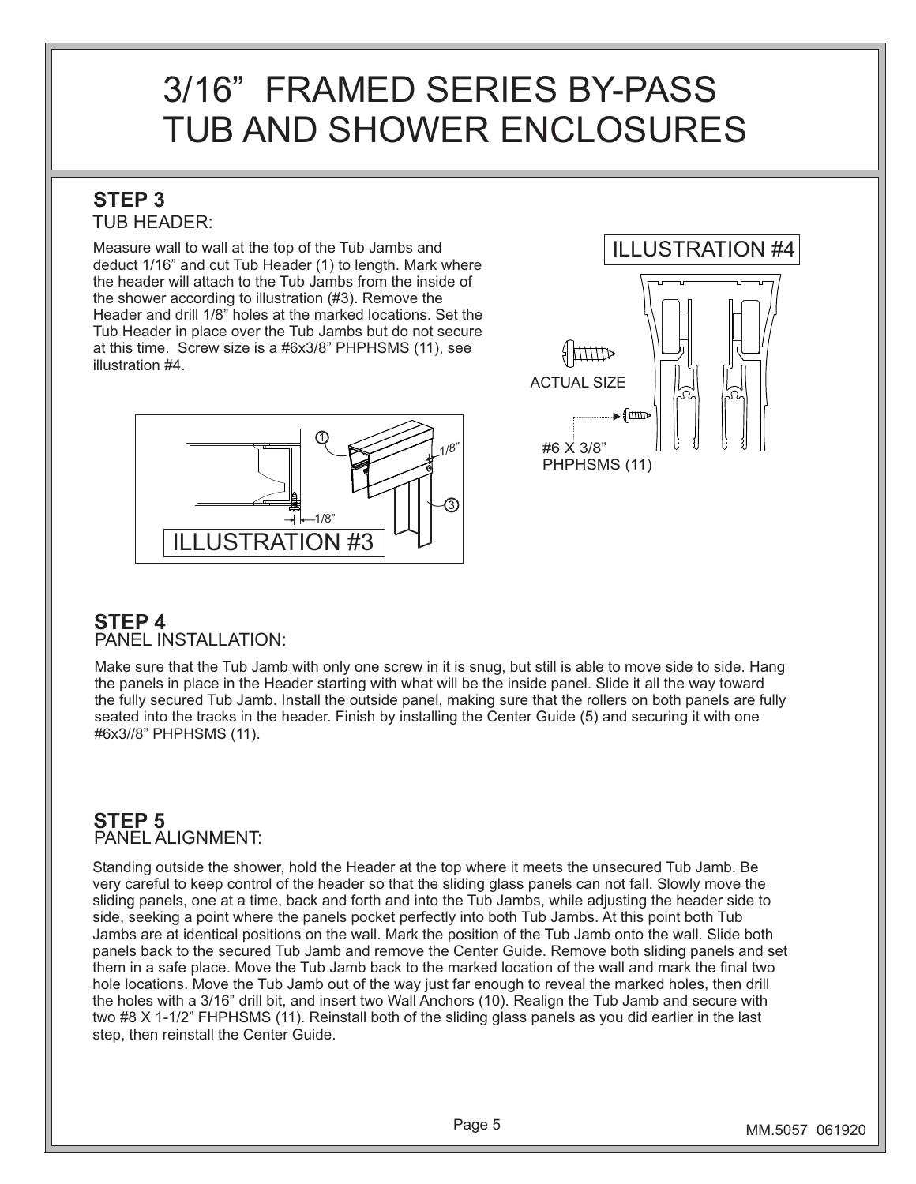# 3/16” FRAMED SERIES BY-PASS TUB AND SHOWER ENCLOSURES

## STEP 3

TUB HEADER:

Measure wall to wall at the top of the Tub Jambs and deduct 1/16” and cut Tub Header (1) to length. Mark where the header will attach to the Tub Jambs from the inside of the shower according to illustration (#3). Remove the Header and drill 1/8” holes at the marked locations. Set the Tub Header in place over the Tub Jambs but do not secure at this time. Screw size is a #6x3/8” PHPHSMS (11), see illustration #4.

ILLUSTRATION #3

ILLUSTRATION #4

ACTUAL SIZE

#6 X 3/8” PHPHSMS (11)

## STEP 4

PANEL INSTALLATION:

Make sure that the Tub Jamb with only one screw in it is snug, but still is able to move side to side. Hang the panels in place in the Header starting with what will be the inside panel. Slide it all the way toward the fully secured Tub Jamb. Install the outside panel, making sure that the rollers on both panels are fully seated into the tracks in the header. Finish by installing the Center Guide (5) and securing it with one #6x3//8” PHPHSMS (11).

## STEP 5

PANEL ALIGNMENT:

Standing outside the shower, hold the Header at the top where it meets the unsecured Tub Jamb. Be very careful to keep control of the header so that the sliding glass panels can not fall. Slowly move the sliding panels, one at a time, back and forth and into the Tub Jambs, while adjusting the header side to side, seeking a point where the panels pocket perfectly into both Tub Jambs. At this point both Tub Jambs are at identical positions on the wall. Mark the position of the Tub Jamb onto the wall. Slide both panels back to the secured Tub Jamb and remove the Center Guide. Remove both sliding panels and set them in a safe place. Move the Tub Jamb back to the marked location of the wall and mark the final two hole locations. Move the Tub Jamb out of the way just far enough to reveal the marked holes, then drill the holes with a 3/16” drill bit, and insert two Wall Anchors (10). Realign the Tub Jamb and secure with two #8 X 1-1/2” FHPHSMS (11). Reinstall both of the sliding glass panels as you did earlier in the last step, then reinstall the Center Guide.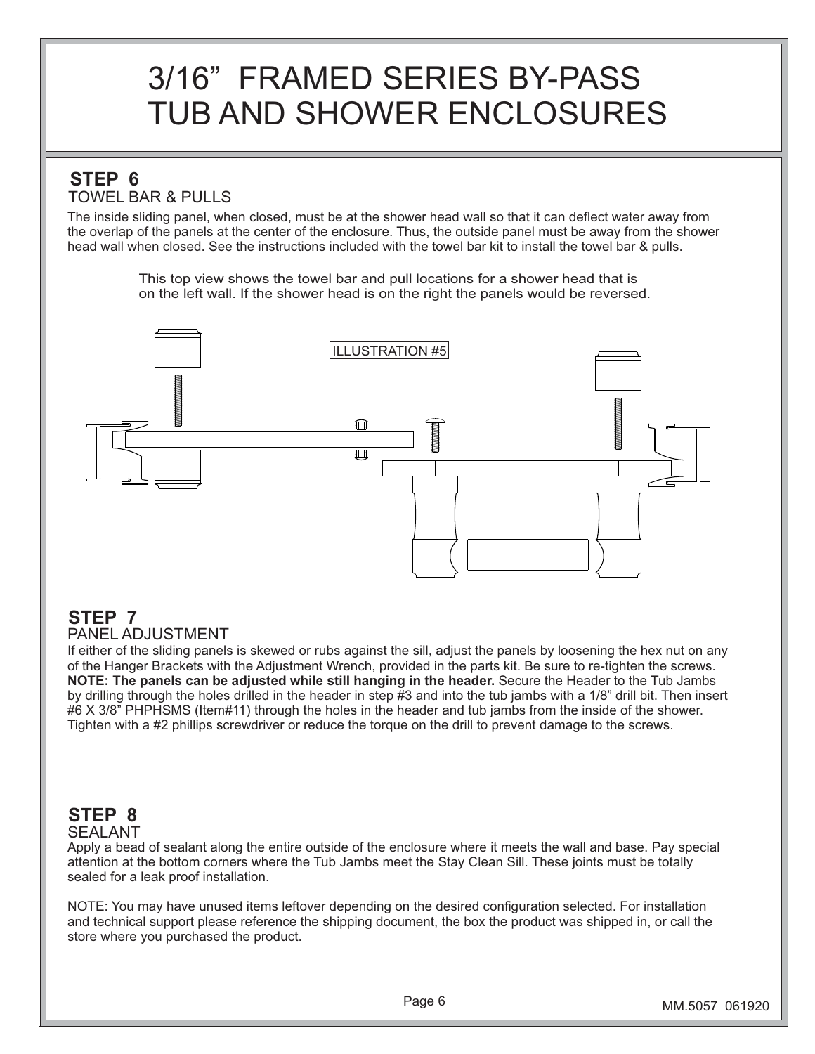# 3/16" FRAMED SERIES BY-PASS TUB AND SHOWER ENCLOSURES

## STEP 6
### TOWEL BAR & PULLS

The inside sliding panel, when closed, must be at the shower head wall so that it can deflect water away from the overlap of the panels at the center of the enclosure. Thus, the outside panel must be away from the shower head wall when closed. See the instructions included with the towel bar kit to install the towel bar & pulls.

This top view shows the towel bar and pull locations for a shower head that is on the left wall. If the shower head is on the right the panels would be reversed.

ILLUSTRATION #5

## STEP 7
### PANEL ADJUSTMENT

If either of the sliding panels is skewed or rubs against the sill, adjust the panels by loosening the hex nut on any of the Hanger Brackets with the Adjustment Wrench, provided in the parts kit. Be sure to re-tighten the screws. **NOTE: The panels can be adjusted while still hanging in the header.** Secure the Header to the Tub Jambs by drilling through the holes drilled in the header in step #3 and into the tub jambs with a 1/8" drill bit. Then insert #6 X 3/8" PHPHSMS (Item#11) through the holes in the header and tub jambs from the inside of the shower. Tighten with a #2 phillips screwdriver or reduce the torque on the drill to prevent damage to the screws.

## STEP 8
### SEALANT

Apply a bead of sealant along the entire outside of the enclosure where it meets the wall and base. Pay special attention at the bottom corners where the Tub Jambs meet the Stay Clean Sill. These joints must be totally sealed for a leak proof installation.

NOTE: You may have unused items leftover depending on the desired configuration selected. For installation and technical support please reference the shipping document, the box the product was shipped in, or call the store where you purchased the product.

MM.5057 061920